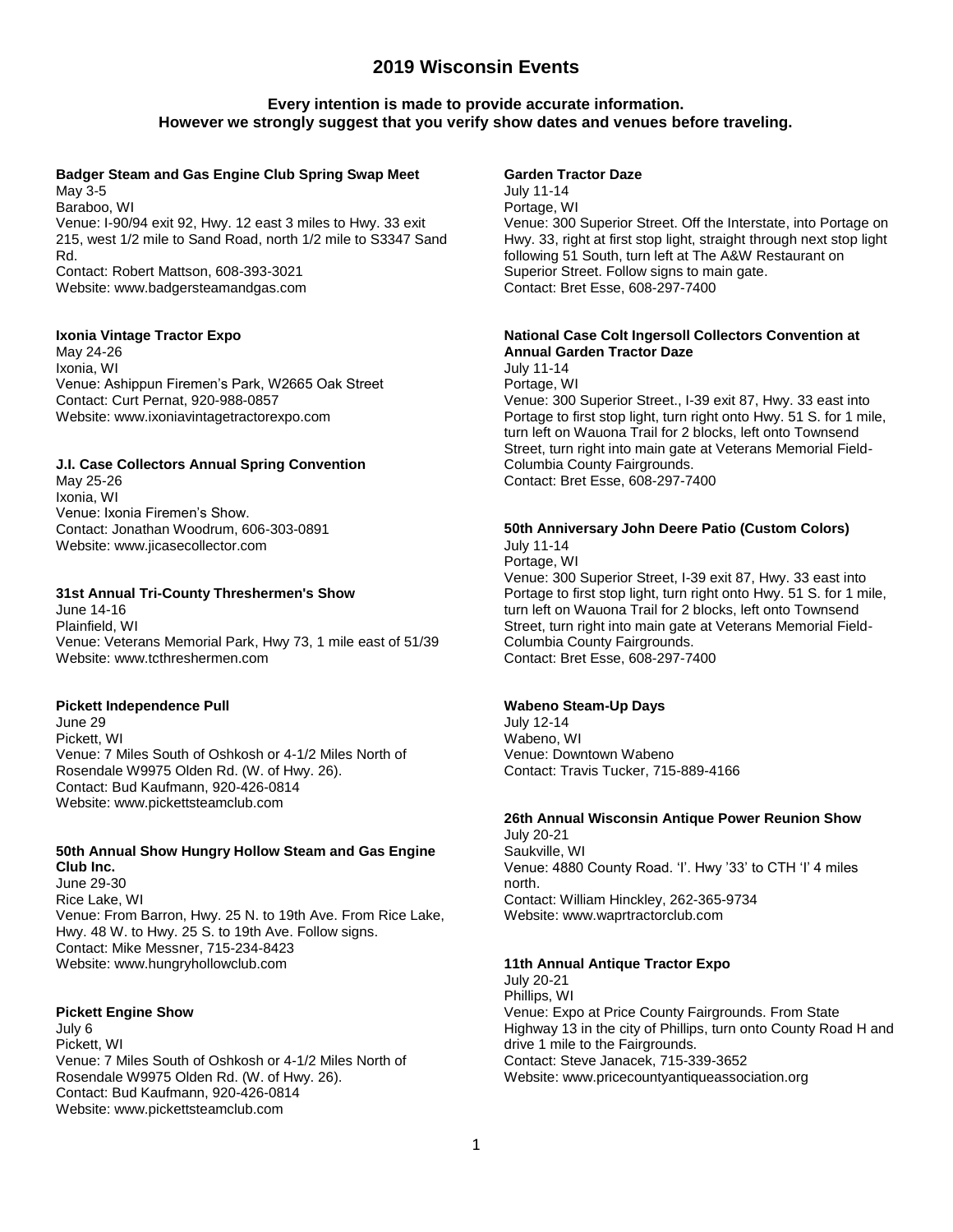# 2019 Wisconsin Events

**Every intention is made to provide accurate information.**
**However we strongly suggest that you verify show dates and venues before traveling.**

**Badger Steam and Gas Engine Club Spring Swap Meet**
May 3-5
Baraboo, WI
Venue: I-90/94 exit 92, Hwy. 12 east 3 miles to Hwy. 33 exit 215, west 1/2 mile to Sand Road, north 1/2 mile to S3347 Sand Rd.
Contact: Robert Mattson, 608-393-3021
Website: www.badgersteamandgas.com

**Ixonia Vintage Tractor Expo**
May 24-26
Ixonia, WI
Venue: Ashippun Firemen's Park, W2665 Oak Street
Contact: Curt Pernat, 920-988-0857
Website: www.ixoniavintagetractorexpo.com

**J.I. Case Collectors Annual Spring Convention**
May 25-26
Ixonia, WI
Venue: Ixonia Firemen's Show.
Contact: Jonathan Woodrum, 606-303-0891
Website: www.jicasecollector.com

**31st Annual Tri-County Threshermen's Show**
June 14-16
Plainfield, WI
Venue: Veterans Memorial Park, Hwy 73, 1 mile east of 51/39
Website: www.tcthreshermen.com

**Pickett Independence Pull**
June 29
Pickett, WI
Venue: 7 Miles South of Oshkosh or 4-1/2 Miles North of Rosendale W9975 Olden Rd. (W. of Hwy. 26).
Contact: Bud Kaufmann, 920-426-0814
Website: www.pickettsteamclub.com

**50th Annual Show Hungry Hollow Steam and Gas Engine Club Inc.**
June 29-30
Rice Lake, WI
Venue: From Barron, Hwy. 25 N. to 19th Ave. From Rice Lake, Hwy. 48 W. to Hwy. 25 S. to 19th Ave. Follow signs.
Contact: Mike Messner, 715-234-8423
Website: www.hungryhollowclub.com

**Pickett Engine Show**
July 6
Pickett, WI
Venue: 7 Miles South of Oshkosh or 4-1/2 Miles North of Rosendale W9975 Olden Rd. (W. of Hwy. 26).
Contact: Bud Kaufmann, 920-426-0814
Website: www.pickettsteamclub.com

**Garden Tractor Daze**
July 11-14
Portage, WI
Venue: 300 Superior Street. Off the Interstate, into Portage on Hwy. 33, right at first stop light, straight through next stop light following 51 South, turn left at The A&W Restaurant on Superior Street. Follow signs to main gate.
Contact: Bret Esse, 608-297-7400

**National Case Colt Ingersoll Collectors Convention at Annual Garden Tractor Daze**
July 11-14
Portage, WI
Venue: 300 Superior Street., I-39 exit 87, Hwy. 33 east into Portage to first stop light, turn right onto Hwy. 51 S. for 1 mile, turn left on Wauona Trail for 2 blocks, left onto Townsend Street, turn right into main gate at Veterans Memorial Field-Columbia County Fairgrounds.
Contact: Bret Esse, 608-297-7400

**50th Anniversary John Deere Patio (Custom Colors)**
July 11-14
Portage, WI
Venue: 300 Superior Street, I-39 exit 87, Hwy. 33 east into Portage to first stop light, turn right onto Hwy. 51 S. for 1 mile, turn left on Wauona Trail for 2 blocks, left onto Townsend Street, turn right into main gate at Veterans Memorial Field-Columbia County Fairgrounds.
Contact: Bret Esse, 608-297-7400

**Wabeno Steam-Up Days**
July 12-14
Wabeno, WI
Venue: Downtown Wabeno
Contact: Travis Tucker, 715-889-4166

**26th Annual Wisconsin Antique Power Reunion Show**
July 20-21
Saukville, WI
Venue: 4880 County Road. 'I'. Hwy '33' to CTH 'I' 4 miles north.
Contact: William Hinckley, 262-365-9734
Website: www.waprtractorclub.com

**11th Annual Antique Tractor Expo**
July 20-21
Phillips, WI
Venue: Expo at Price County Fairgrounds. From State Highway 13 in the city of Phillips, turn onto County Road H and drive 1 mile to the Fairgrounds.
Contact: Steve Janacek, 715-339-3652
Website: www.pricecountyantiqueassociation.org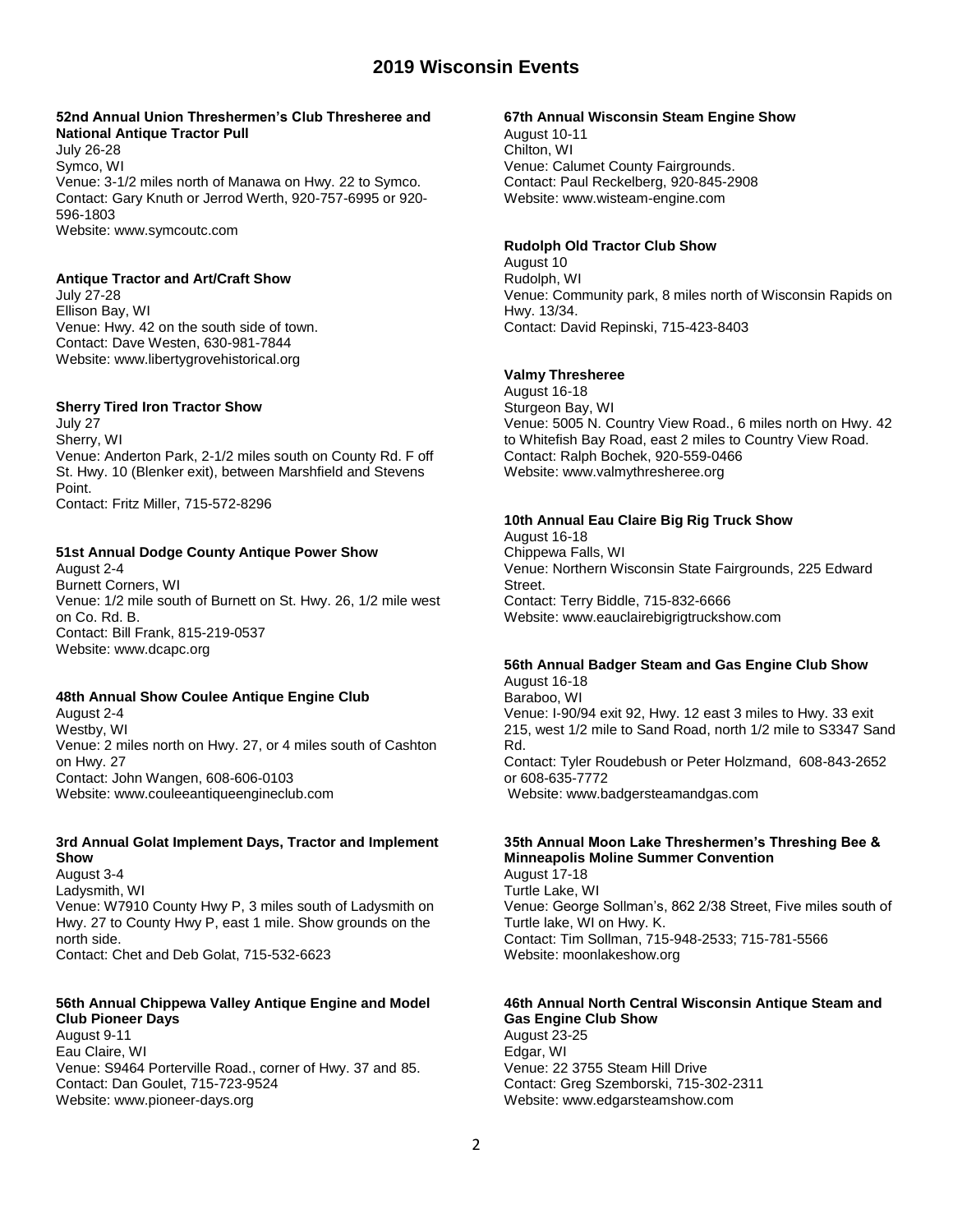# 2019 Wisconsin Events

**52nd Annual Union Threshermen's Club Thresheree and National Antique Tractor Pull**
July 26-28
Symco, WI
Venue: 3-1/2 miles north of Manawa on Hwy. 22 to Symco.
Contact: Gary Knuth or Jerrod Werth, 920-757-6995 or 920-596-1803
Website: www.symcoutc.com

**Antique Tractor and Art/Craft Show**
July 27-28
Ellison Bay, WI
Venue: Hwy. 42 on the south side of town.
Contact: Dave Westen, 630-981-7844
Website: www.libertygrovehistorical.org

**Sherry Tired Iron Tractor Show**
July 27
Sherry, WI
Venue: Anderton Park, 2-1/2 miles south on County Rd. F off St. Hwy. 10 (Blenker exit), between Marshfield and Stevens Point.
Contact: Fritz Miller, 715-572-8296

**51st Annual Dodge County Antique Power Show**
August 2-4
Burnett Corners, WI
Venue: 1/2 mile south of Burnett on St. Hwy. 26, 1/2 mile west on Co. Rd. B.
Contact: Bill Frank, 815-219-0537
Website: www.dcapc.org

**48th Annual Show Coulee Antique Engine Club**
August 2-4
Westby, WI
Venue: 2 miles north on Hwy. 27, or 4 miles south of Cashton on Hwy. 27
Contact: John Wangen, 608-606-0103
Website: www.couleeantiqueengineclub.com

**3rd Annual Golat Implement Days, Tractor and Implement Show**
August 3-4
Ladysmith, WI
Venue: W7910 County Hwy P, 3 miles south of Ladysmith on Hwy. 27 to County Hwy P, east 1 mile. Show grounds on the north side.
Contact: Chet and Deb Golat, 715-532-6623

**56th Annual Chippewa Valley Antique Engine and Model Club Pioneer Days**
August 9-11
Eau Claire, WI
Venue: S9464 Porterville Road., corner of Hwy. 37 and 85.
Contact: Dan Goulet, 715-723-9524
Website: www.pioneer-days.org

**67th Annual Wisconsin Steam Engine Show**
August 10-11
Chilton, WI
Venue: Calumet County Fairgrounds.
Contact: Paul Reckelberg, 920-845-2908
Website: www.wisteam-engine.com

**Rudolph Old Tractor Club Show**
August 10
Rudolph, WI
Venue: Community park, 8 miles north of Wisconsin Rapids on Hwy. 13/34.
Contact: David Repinski, 715-423-8403

**Valmy Thresheree**
August 16-18
Sturgeon Bay, WI
Venue: 5005 N. Country View Road., 6 miles north on Hwy. 42 to Whitefish Bay Road, east 2 miles to Country View Road.
Contact: Ralph Bochek, 920-559-0466
Website: www.valmythresheree.org

**10th Annual Eau Claire Big Rig Truck Show**
August 16-18
Chippewa Falls, WI
Venue: Northern Wisconsin State Fairgrounds, 225 Edward Street.
Contact: Terry Biddle, 715-832-6666
Website: www.eauclairebigrigtruckshow.com

**56th Annual Badger Steam and Gas Engine Club Show**
August 16-18
Baraboo, WI
Venue: I-90/94 exit 92, Hwy. 12 east 3 miles to Hwy. 33 exit 215, west 1/2 mile to Sand Road, north 1/2 mile to S3347 Sand Rd.
Contact: Tyler Roudebush or Peter Holzmand, 608-843-2652 or 608-635-7772
Website: www.badgersteamandgas.com

**35th Annual Moon Lake Threshermen's Threshing Bee & Minneapolis Moline Summer Convention**
August 17-18
Turtle Lake, WI
Venue: George Sollman's, 862 2/38 Street, Five miles south of Turtle lake, WI on Hwy. K.
Contact: Tim Sollman, 715-948-2533; 715-781-5566
Website: moonlakeshow.org

**46th Annual North Central Wisconsin Antique Steam and Gas Engine Club Show**
August 23-25
Edgar, WI
Venue: 22 3755 Steam Hill Drive
Contact: Greg Szemborski, 715-302-2311
Website: www.edgarsteamshow.com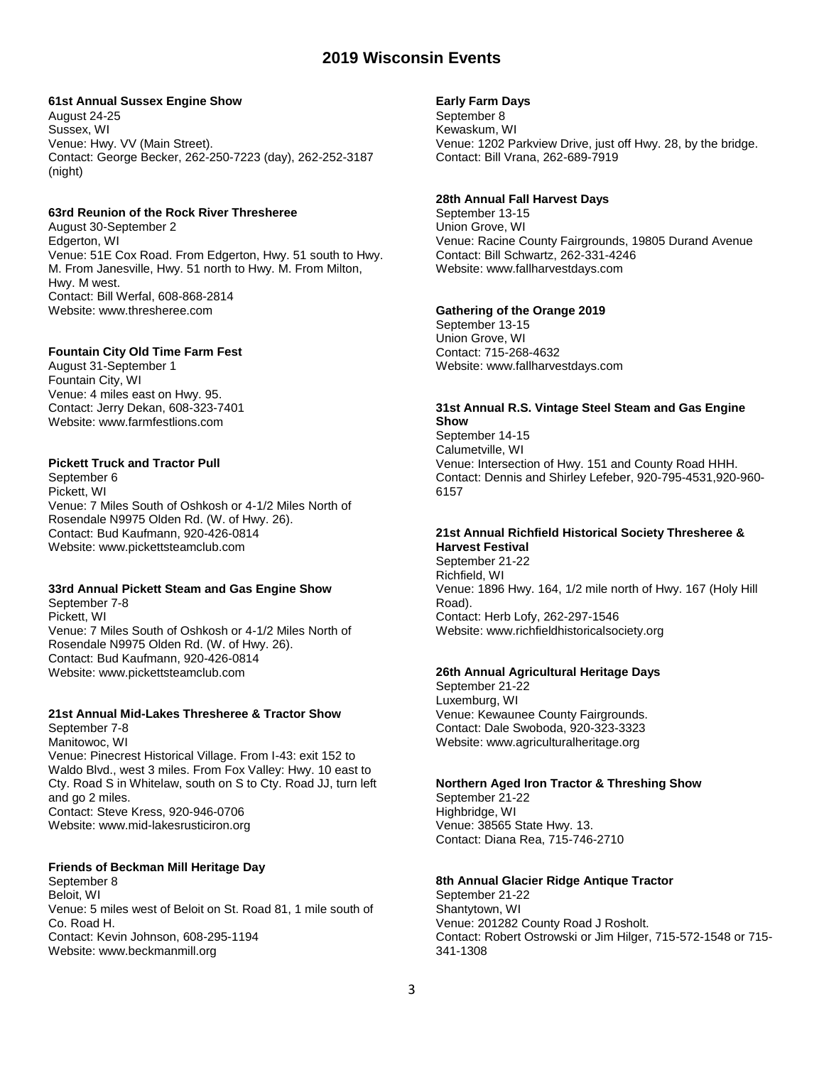# 2019 Wisconsin Events

**61st Annual Sussex Engine Show**
August 24-25
Sussex, WI
Venue: Hwy. VV (Main Street).
Contact: George Becker, 262-250-7223 (day), 262-252-3187 (night)

**63rd Reunion of the Rock River Thresheree**
August 30-September 2
Edgerton, WI
Venue: 51E Cox Road. From Edgerton, Hwy. 51 south to Hwy. M. From Janesville, Hwy. 51 north to Hwy. M. From Milton, Hwy. M west.
Contact: Bill Werfal, 608-868-2814
Website: www.thresheree.com

**Fountain City Old Time Farm Fest**
August 31-September 1
Fountain City, WI
Venue: 4 miles east on Hwy. 95.
Contact: Jerry Dekan, 608-323-7401
Website: www.farmfestlions.com

**Pickett Truck and Tractor Pull**
September 6
Pickett, WI
Venue: 7 Miles South of Oshkosh or 4-1/2 Miles North of Rosendale N9975 Olden Rd. (W. of Hwy. 26).
Contact: Bud Kaufmann, 920-426-0814
Website: www.pickettsteamclub.com

**33rd Annual Pickett Steam and Gas Engine Show**
September 7-8
Pickett, WI
Venue: 7 Miles South of Oshkosh or 4-1/2 Miles North of Rosendale N9975 Olden Rd. (W. of Hwy. 26).
Contact: Bud Kaufmann, 920-426-0814
Website: www.pickettsteamclub.com

**21st Annual Mid-Lakes Thresheree & Tractor Show**
September 7-8
Manitowoc, WI
Venue: Pinecrest Historical Village. From I-43: exit 152 to Waldo Blvd., west 3 miles. From Fox Valley: Hwy. 10 east to Cty. Road S in Whitelaw, south on S to Cty. Road JJ, turn left and go 2 miles.
Contact: Steve Kress, 920-946-0706
Website: www.mid-lakesrusticiron.org

**Friends of Beckman Mill Heritage Day**
September 8
Beloit, WI
Venue: 5 miles west of Beloit on St. Road 81, 1 mile south of Co. Road H.
Contact: Kevin Johnson, 608-295-1194
Website: www.beckmanmill.org

**Early Farm Days**
September 8
Kewaskum, WI
Venue: 1202 Parkview Drive, just off Hwy. 28, by the bridge.
Contact: Bill Vrana, 262-689-7919

**28th Annual Fall Harvest Days**
September 13-15
Union Grove, WI
Venue: Racine County Fairgrounds, 19805 Durand Avenue
Contact: Bill Schwartz, 262-331-4246
Website: www.fallharvestdays.com

**Gathering of the Orange 2019**
September 13-15
Union Grove, WI
Contact: 715-268-4632
Website: www.fallharvestdays.com

**31st Annual R.S. Vintage Steel Steam and Gas Engine Show**
September 14-15
Calumetville, WI
Venue: Intersection of Hwy. 151 and County Road HHH.
Contact: Dennis and Shirley Lefeber, 920-795-4531,920-960-6157

**21st Annual Richfield Historical Society Thresheree & Harvest Festival**
September 21-22
Richfield, WI
Venue: 1896 Hwy. 164, 1/2 mile north of Hwy. 167 (Holy Hill Road).
Contact: Herb Lofy, 262-297-1546
Website: www.richfieldhistoricalsociety.org

**26th Annual Agricultural Heritage Days**
September 21-22
Luxemburg, WI
Venue: Kewaunee County Fairgrounds.
Contact: Dale Swoboda, 920-323-3323
Website: www.agriculturalheritage.org

**Northern Aged Iron Tractor & Threshing Show**
September 21-22
Highbridge, WI
Venue: 38565 State Hwy. 13.
Contact: Diana Rea, 715-746-2710

**8th Annual Glacier Ridge Antique Tractor**
September 21-22
Shantytown, WI
Venue: 201282 County Road J Rosholt.
Contact: Robert Ostrowski or Jim Hilger, 715-572-1548 or 715-341-1308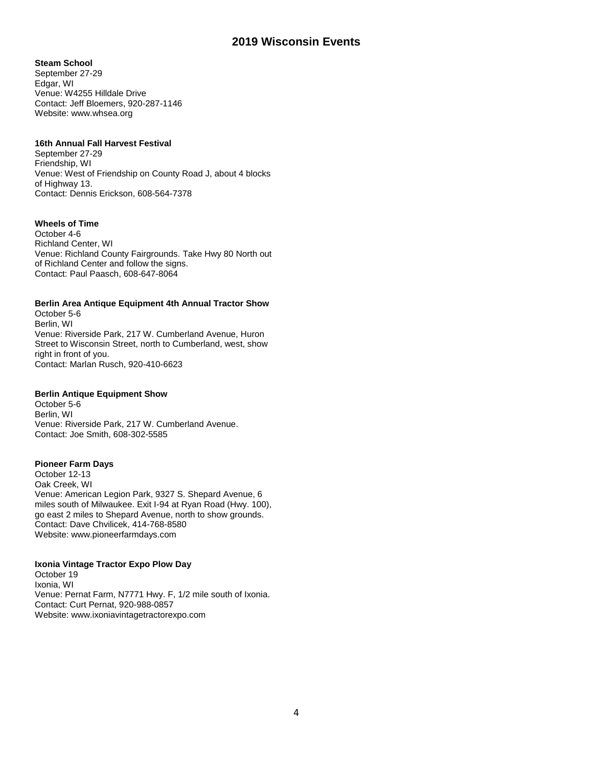# 2019 Wisconsin Events

**Steam School**
September 27-29
Edgar, WI
Venue: W4255 Hilldale Drive
Contact: Jeff Bloemers, 920-287-1146
Website: www.whsea.org

**16th Annual Fall Harvest Festival**
September 27-29
Friendship, WI
Venue: West of Friendship on County Road J, about 4 blocks of Highway 13.
Contact: Dennis Erickson, 608-564-7378

**Wheels of Time**
October 4-6
Richland Center, WI
Venue: Richland County Fairgrounds. Take Hwy 80 North out of Richland Center and follow the signs.
Contact: Paul Paasch, 608-647-8064

**Berlin Area Antique Equipment 4th Annual Tractor Show**
October 5-6
Berlin, WI
Venue: Riverside Park, 217 W. Cumberland Avenue, Huron Street to Wisconsin Street, north to Cumberland, west, show right in front of you.
Contact: Marlan Rusch, 920-410-6623

**Berlin Antique Equipment Show**
October 5-6
Berlin, WI
Venue: Riverside Park, 217 W. Cumberland Avenue.
Contact: Joe Smith, 608-302-5585

**Pioneer Farm Days**
October 12-13
Oak Creek, WI
Venue: American Legion Park, 9327 S. Shepard Avenue, 6 miles south of Milwaukee. Exit I-94 at Ryan Road (Hwy. 100), go east 2 miles to Shepard Avenue, north to show grounds.
Contact: Dave Chvilicek, 414-768-8580
Website: www.pioneerfarmdays.com

**Ixonia Vintage Tractor Expo Plow Day**
October 19
Ixonia, WI
Venue: Pernat Farm, N7771 Hwy. F, 1/2 mile south of Ixonia.
Contact: Curt Pernat, 920-988-0857
Website: www.ixoniavintagetractorexpo.com